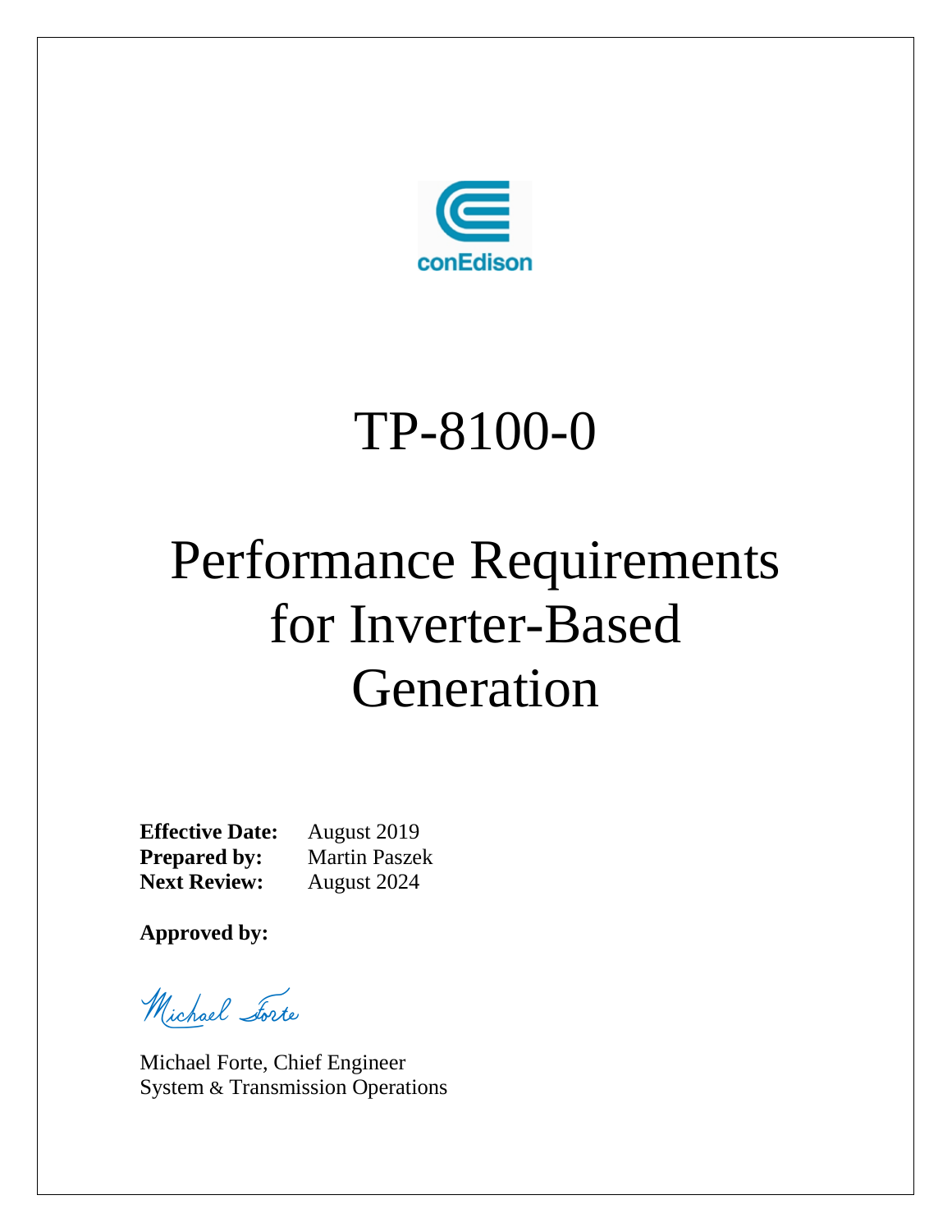conEdison

# TP-8100-0

# Performance Requirements for Inverter-Based Generation

**Effective Date:** August 2019
**Prepared by:** Martin Paszek
**Next Review:** August 2024

**Approved by:**

Michael Forte

Michael Forte, Chief Engineer
System & Transmission Operations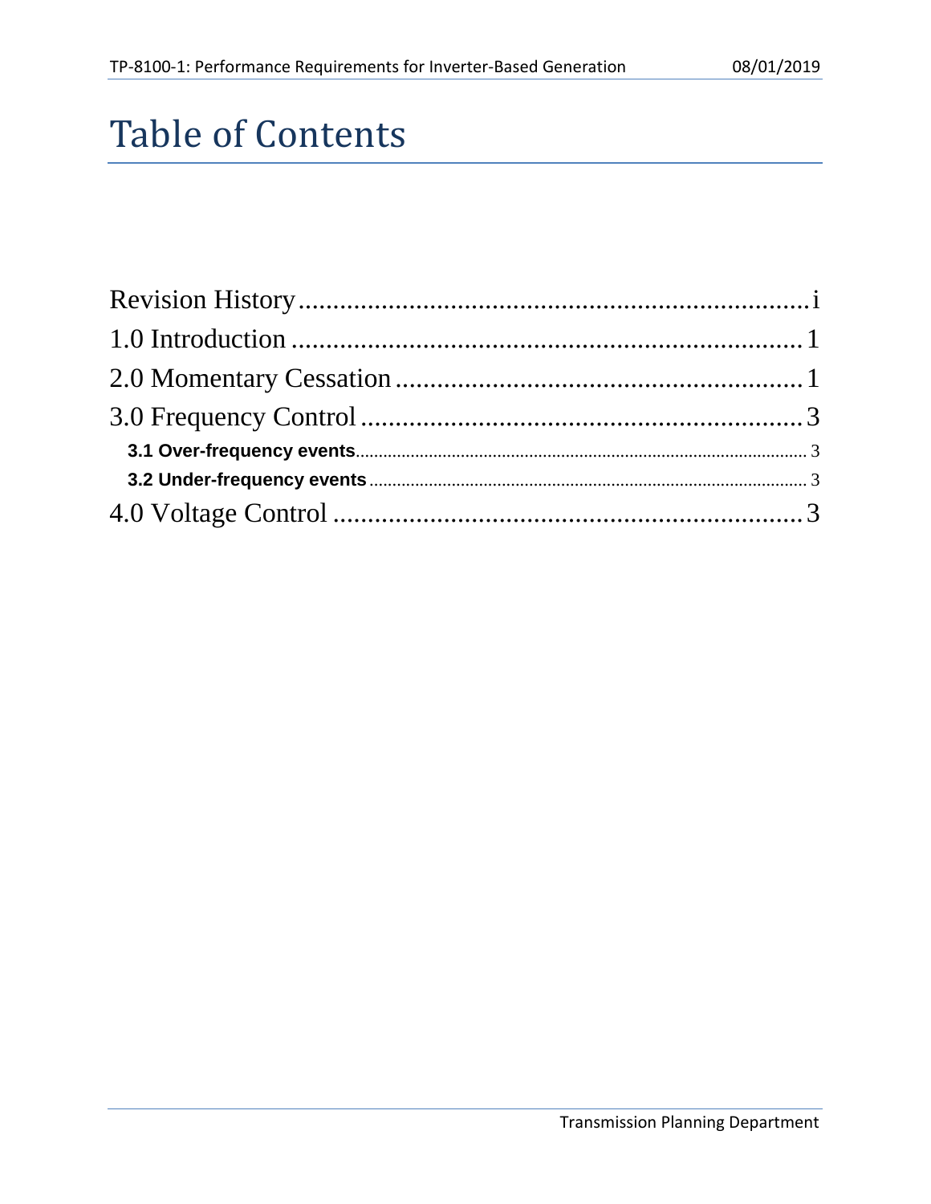# Table of Contents

Revision History .......................................................................... i
1.0 Introduction .......................................................................... 1
2.0 Momentary Cessation .......................................................................... 1
3.0 Frequency Control .......................................................................... 3
- **3.1 Over-frequency events** .......................................................................... 3
- **3.2 Under-frequency events** .......................................................................... 3

4.0 Voltage Control .......................................................................... 3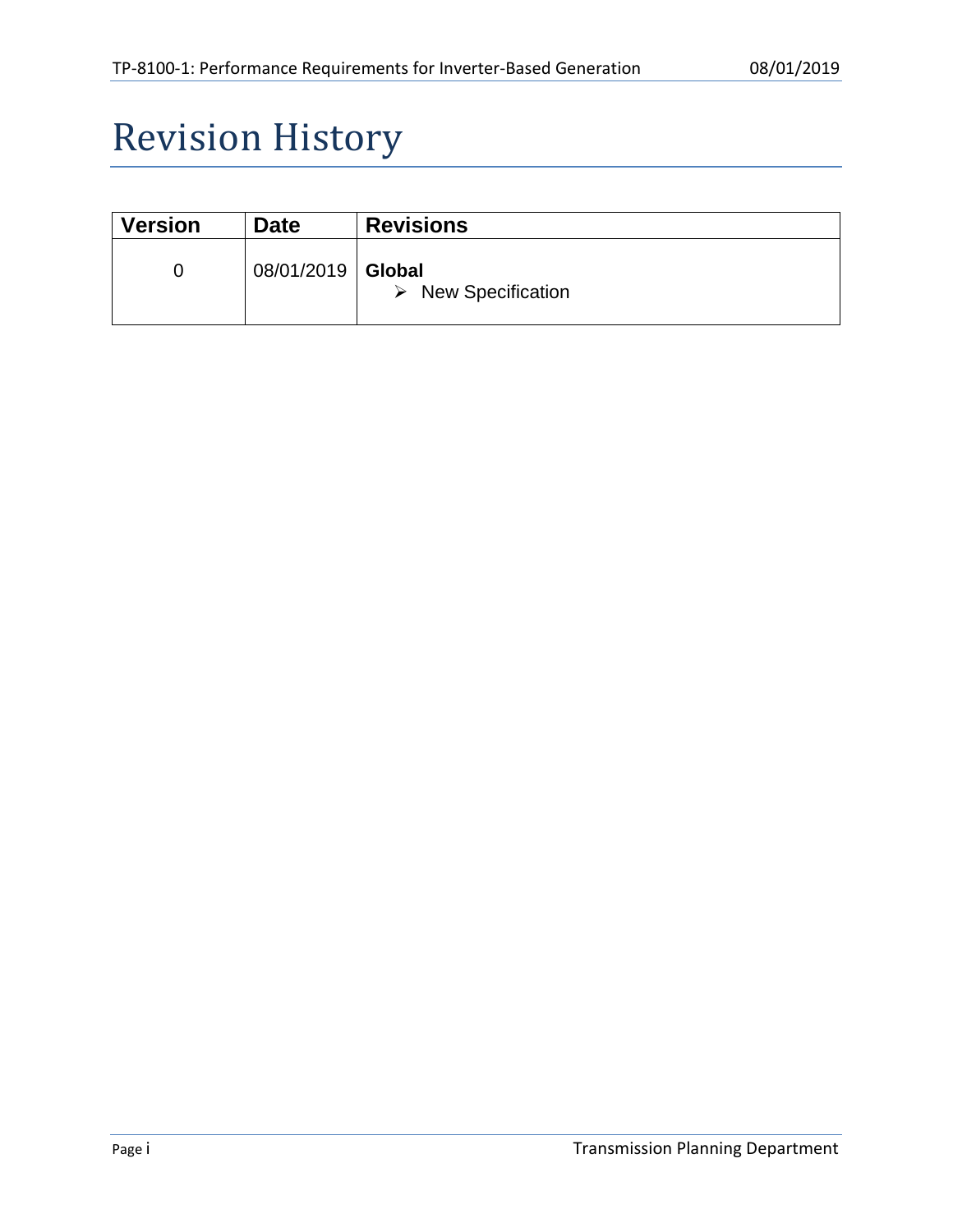# Revision History

| Version | Date | Revisions |
|---|---|---|
| 0 | 08/01/2019 | **Global**<br>➢ New Specification |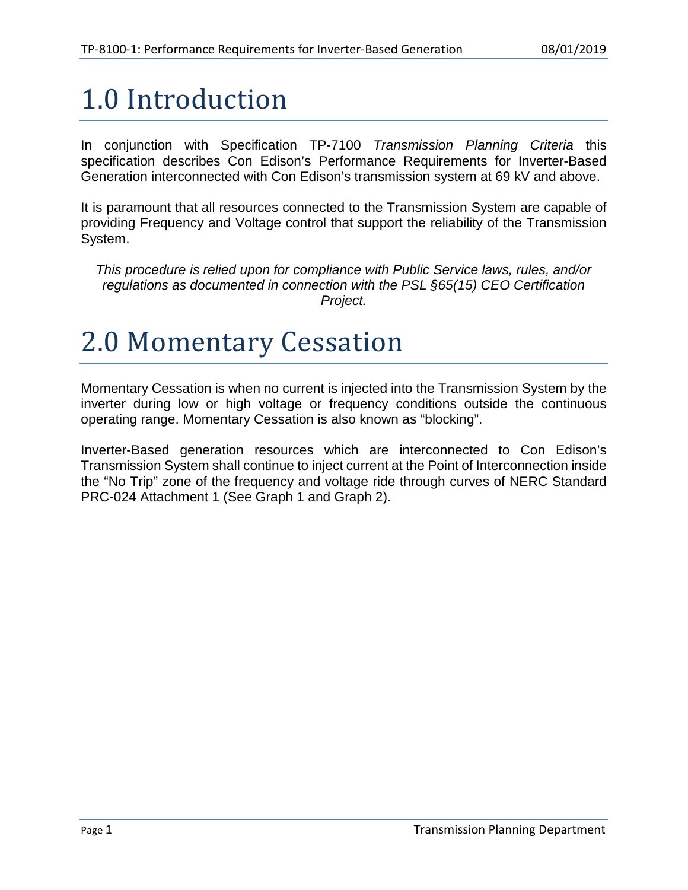# 1.0 Introduction

In conjunction with Specification TP-7100 *Transmission Planning Criteria* this specification describes Con Edison's Performance Requirements for Inverter-Based Generation interconnected with Con Edison's transmission system at 69 kV and above.

It is paramount that all resources connected to the Transmission System are capable of providing Frequency and Voltage control that support the reliability of the Transmission System.

*This procedure is relied upon for compliance with Public Service laws, rules, and/or regulations as documented in connection with the PSL §65(15) CEO Certification Project.*

# 2.0 Momentary Cessation

Momentary Cessation is when no current is injected into the Transmission System by the inverter during low or high voltage or frequency conditions outside the continuous operating range. Momentary Cessation is also known as "blocking".

Inverter-Based generation resources which are interconnected to Con Edison's Transmission System shall continue to inject current at the Point of Interconnection inside the "No Trip" zone of the frequency and voltage ride through curves of NERC Standard PRC-024 Attachment 1 (See Graph 1 and Graph 2).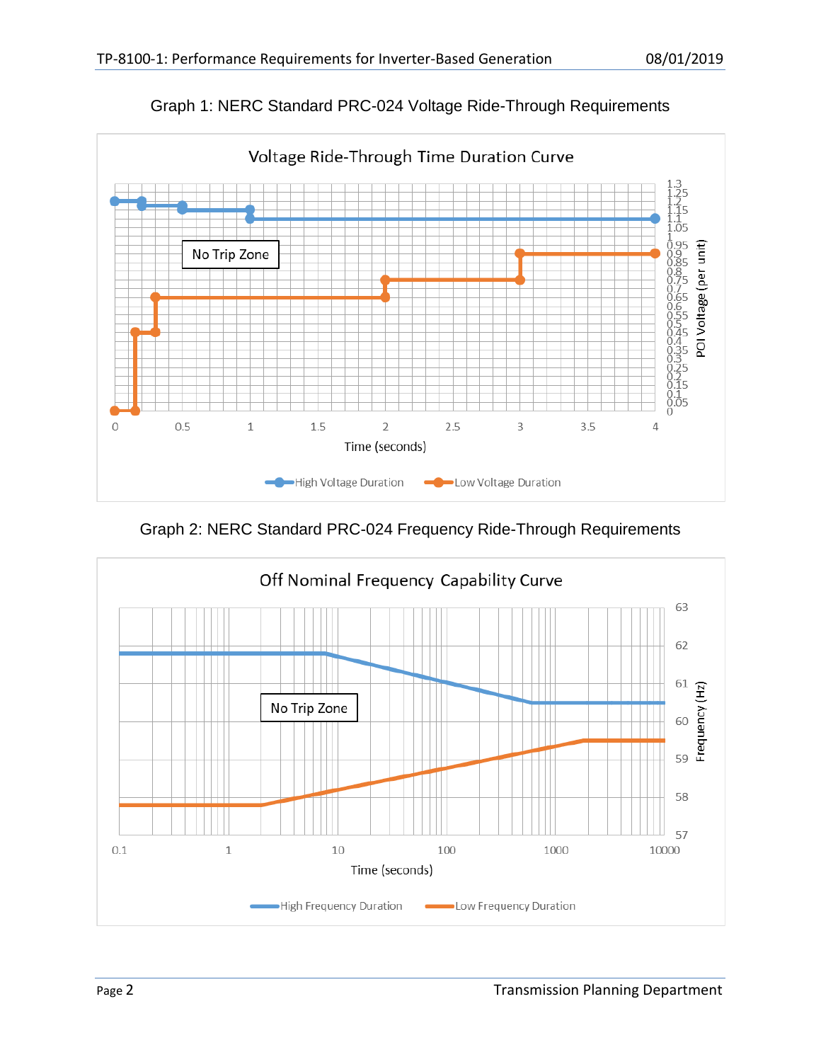Graph 1: NERC Standard PRC-024 Voltage Ride-Through Requirements

Graph 2: NERC Standard PRC-024 Frequency Ride-Through Requirements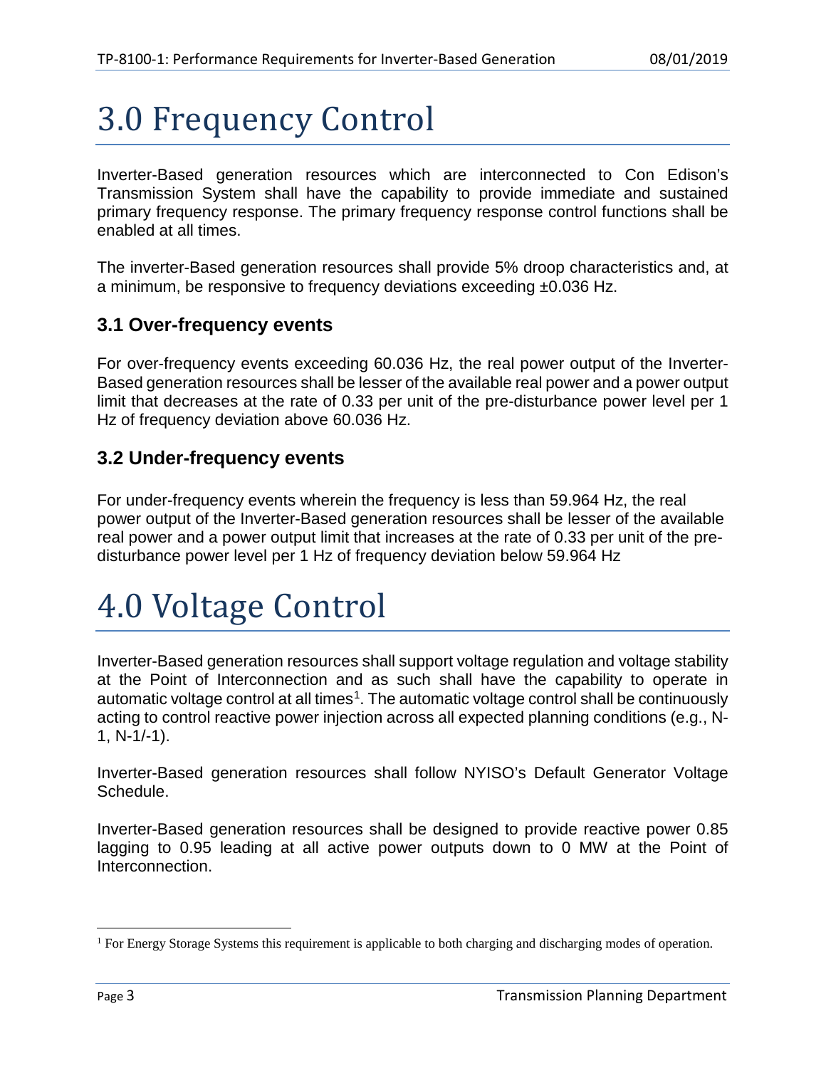# 3.0 Frequency Control

Inverter-Based generation resources which are interconnected to Con Edison's Transmission System shall have the capability to provide immediate and sustained primary frequency response. The primary frequency response control functions shall be enabled at all times.

The inverter-Based generation resources shall provide 5% droop characteristics and, at a minimum, be responsive to frequency deviations exceeding ±0.036 Hz.

### 3.1 Over-frequency events

For over-frequency events exceeding 60.036 Hz, the real power output of the Inverter-Based generation resources shall be lesser of the available real power and a power output limit that decreases at the rate of 0.33 per unit of the pre-disturbance power level per 1 Hz of frequency deviation above 60.036 Hz.

### 3.2 Under-frequency events

For under-frequency events wherein the frequency is less than 59.964 Hz, the real power output of the Inverter-Based generation resources shall be lesser of the available real power and a power output limit that increases at the rate of 0.33 per unit of the pre-disturbance power level per 1 Hz of frequency deviation below 59.964 Hz

# 4.0 Voltage Control

Inverter-Based generation resources shall support voltage regulation and voltage stability at the Point of Interconnection and as such shall have the capability to operate in automatic voltage control at all times[1]. The automatic voltage control shall be continuously acting to control reactive power injection across all expected planning conditions (e.g., N-1, N-1/-1).

Inverter-Based generation resources shall follow NYISO's Default Generator Voltage Schedule.

Inverter-Based generation resources shall be designed to provide reactive power 0.85 lagging to 0.95 leading at all active power outputs down to 0 MW at the Point of Interconnection.

[1] For Energy Storage Systems this requirement is applicable to both charging and discharging modes of operation.